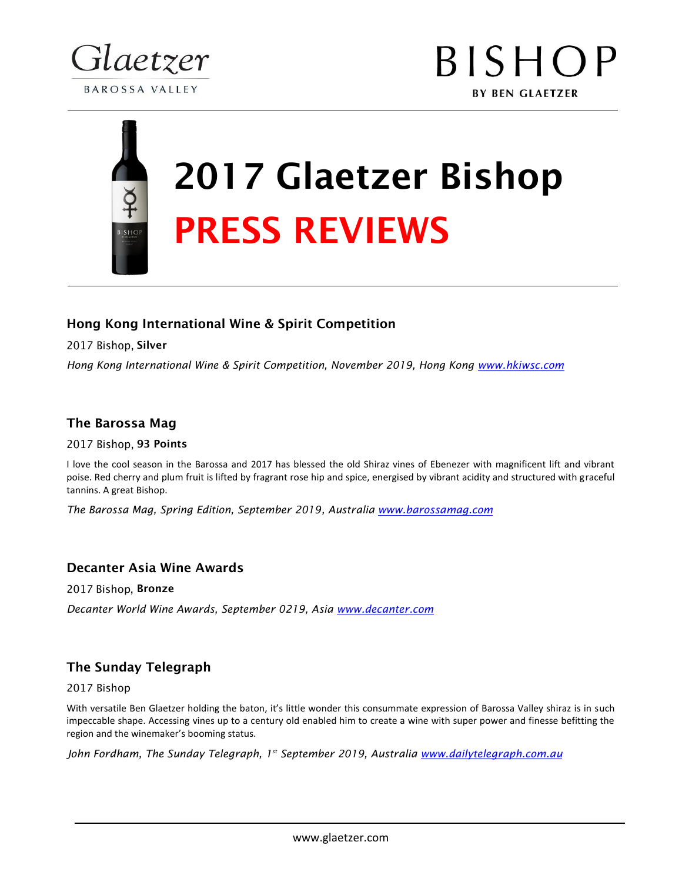Glaetzer

BAROSSA VALLEY

BISHOP

BY BEN GLAETZER

# 2017 Glaetzer Bishop

# PRESS REVIEWS

### Hong Kong International Wine & Spirit Competition

2017 Bishop, **Silver**

*Hong Kong International Wine & Spirit Competition, November 2019, Hong Kong [www.hkiwsc.com](www.hkiwsc.com)*

### The Barossa Mag

2017 Bishop, **93 Points**

I love the cool season in the Barossa and 2017 has blessed the old Shiraz vines of Ebenezer with magnificent lift and vibrant poise. Red cherry and plum fruit is lifted by fragrant rose hip and spice, energised by vibrant acidity and structured with graceful tannins. A great Bishop.

*The Barossa Mag, Spring Edition, September 2019, Australia [www.barossamag.com](www.barossamag.com)*

### Decanter Asia Wine Awards

2017 Bishop, **Bronze**

*Decanter World Wine Awards, September 0219, Asia [www.decanter.com](www.decanter.com)*

### The Sunday Telegraph

2017 Bishop

With versatile Ben Glaetzer holding the baton, it's little wonder this consummate expression of Barossa Valley shiraz is in such impeccable shape. Accessing vines up to a century old enabled him to create a wine with super power and finesse befitting the region and the winemaker's booming status.

*John Fordham, The Sunday Telegraph, 1st September 2019, Australia [www.dailytelegraph.com.au](www.dailytelegraph.com.au)*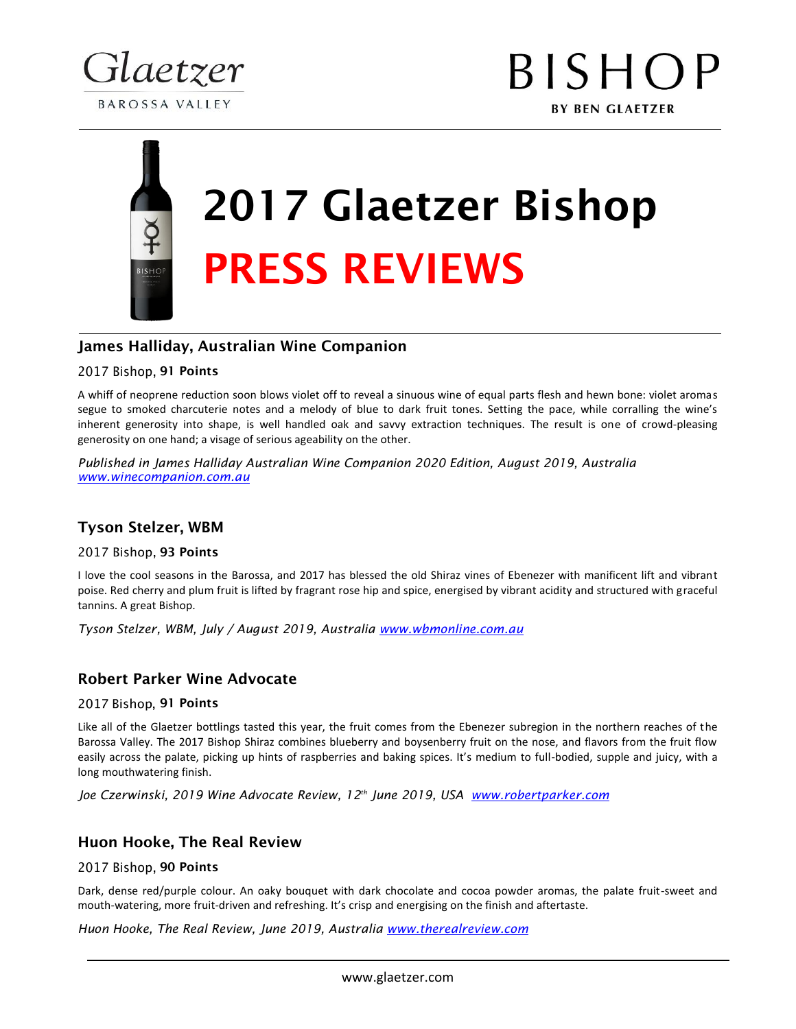Glaetzer
BAROSSA VALLEY

BISHOP
BY BEN GLAETZER

# 2017 Glaetzer Bishop
# PRESS REVIEWS

## James Halliday, Australian Wine Companion

2017 Bishop, **91 Points**

A whiff of neoprene reduction soon blows violet off to reveal a sinuous wine of equal parts flesh and hewn bone: violet aromas segue to smoked charcuterie notes and a melody of blue to dark fruit tones. Setting the pace, while corralling the wine's inherent generosity into shape, is well handled oak and savvy extraction techniques. The result is one of crowd-pleasing generosity on one hand; a visage of serious ageability on the other.

*Published in James Halliday Australian Wine Companion 2020 Edition, August 2019, Australia*
*www.winecompanion.com.au*

## Tyson Stelzer, WBM

2017 Bishop, **93 Points**

I love the cool seasons in the Barossa, and 2017 has blessed the old Shiraz vines of Ebenezer with manificent lift and vibrant poise. Red cherry and plum fruit is lifted by fragrant rose hip and spice, energised by vibrant acidity and structured with graceful tannins. A great Bishop.

*Tyson Stelzer, WBM, July / August 2019, Australia www.wbmonline.com.au*

## Robert Parker Wine Advocate

2017 Bishop, **91 Points**

Like all of the Glaetzer bottlings tasted this year, the fruit comes from the Ebenezer subregion in the northern reaches of the Barossa Valley. The 2017 Bishop Shiraz combines blueberry and boysenberry fruit on the nose, and flavors from the fruit flow easily across the palate, picking up hints of raspberries and baking spices. It's medium to full-bodied, supple and juicy, with a long mouthwatering finish.

*Joe Czerwinski, 2019 Wine Advocate Review, 12th June 2019, USA www.robertparker.com*

## Huon Hooke, The Real Review

2017 Bishop, **90 Points**

Dark, dense red/purple colour. An oaky bouquet with dark chocolate and cocoa powder aromas, the palate fruit-sweet and mouth-watering, more fruit-driven and refreshing. It's crisp and energising on the finish and aftertaste.

*Huon Hooke, The Real Review, June 2019, Australia www.therealreview.com*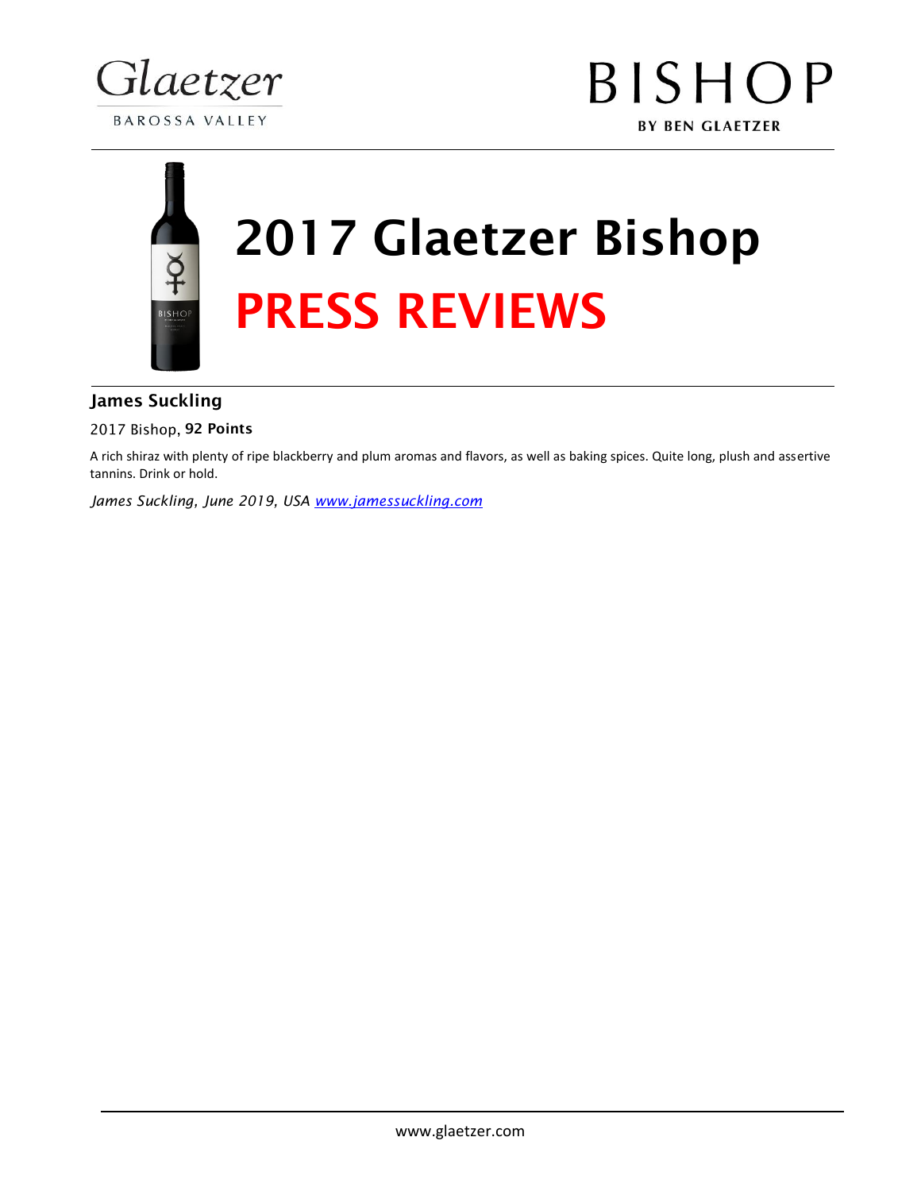Glaetzer

BAROSSA VALLEY

BISHOP

BY BEN GLAETZER

# 2017 Glaetzer Bishop

# PRESS REVIEWS

### James Suckling

2017 Bishop, **92 Points**

A rich shiraz with plenty of ripe blackberry and plum aromas and flavors, as well as baking spices. Quite long, plush and assertive tannins. Drink or hold.

*James Suckling, June 2019, USA [www.jamessuckling.com](http://www.jamessuckling.com)*

www.glaetzer.com